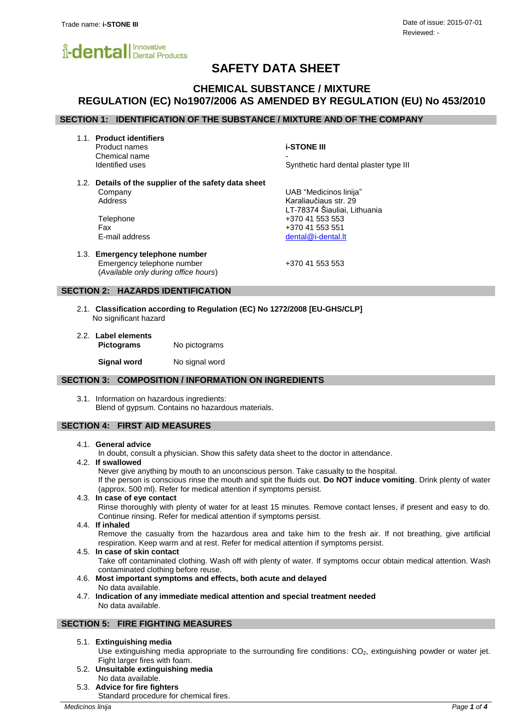Trade name: **i-STONE III**

Date of issue: 2015-07-01
Reviewed: -

i-dental | Innovative Dental Products

# SAFETY DATA SHEET

## CHEMICAL SUBSTANCE / MIXTURE
## REGULATION (EC) No1907/2006 AS AMENDED BY REGULATION (EU) No 453/2010

## SECTION 1: IDENTIFICATION OF THE SUBSTANCE / MIXTURE AND OF THE COMPANY

1.1. **Product identifiers**

| | |
|---|---|
| Product names | **i-STONE III** |
| Chemical name | - |
| Identified uses | Synthetic hard dental plaster type III |

1.2. **Details of the supplier of the safety data sheet**

| | |
|---|---|
| Company | UAB "Medicinos linija" |
| Address | Karaliaučiaus str. 29<br>LT-78374 Šiauliai, Lithuania |
| Telephone | +370 41 553 553 |
| Fax | +370 41 553 551 |
| E-mail address | dental@i-dental.lt |

1.3. **Emergency telephone number**

| | |
|---|---|
| Emergency telephone number<br>(*Available only during office hours*) | +370 41 553 553 |

## SECTION 2: HAZARDS IDENTIFICATION

2.1. **Classification according to Regulation (EC) No 1272/2008 [EU-GHS/CLP]**
No significant hazard

2.2. **Label elements**

| | |
|---|---|
| **Pictograms** | No pictograms |
| **Signal word** | No signal word |

## SECTION 3: COMPOSITION / INFORMATION ON INGREDIENTS

3.1. Information on hazardous ingredients:
Blend of gypsum. Contains no hazardous materials.

## SECTION 4: FIRST AID MEASURES

4.1. **General advice**
In doubt, consult a physician. Show this safety data sheet to the doctor in attendance.

4.2. **If swallowed**
Never give anything by mouth to an unconscious person. Take casualty to the hospital.
If the person is conscious rinse the mouth and spit the fluids out. **Do NOT induce vomiting**. Drink plenty of water (approx. 500 ml). Refer for medical attention if symptoms persist.

4.3. **In case of eye contact**
Rinse thoroughly with plenty of water for at least 15 minutes. Remove contact lenses, if present and easy to do. Continue rinsing. Refer for medical attention if symptoms persist.

4.4. **If inhaled**
Remove the casualty from the hazardous area and take him to the fresh air. If not breathing, give artificial respiration. Keep warm and at rest. Refer for medical attention if symptoms persist.

4.5. **In case of skin contact**
Take off contaminated clothing. Wash off with plenty of water. If symptoms occur obtain medical attention. Wash contaminated clothing before reuse.

4.6. **Most important symptoms and effects, both acute and delayed**
No data available.

4.7. **Indication of any immediate medical attention and special treatment needed**
No data available.

## SECTION 5: FIRE FIGHTING MEASURES

5.1. **Extinguishing media**
Use extinguishing media appropriate to the surrounding fire conditions: $CO_2$, extinguishing powder or water jet. Fight larger fires with foam.

5.2. **Unsuitable extinguishing media**
No data available.

5.3. **Advice for fire fighters**
Standard procedure for chemical fires.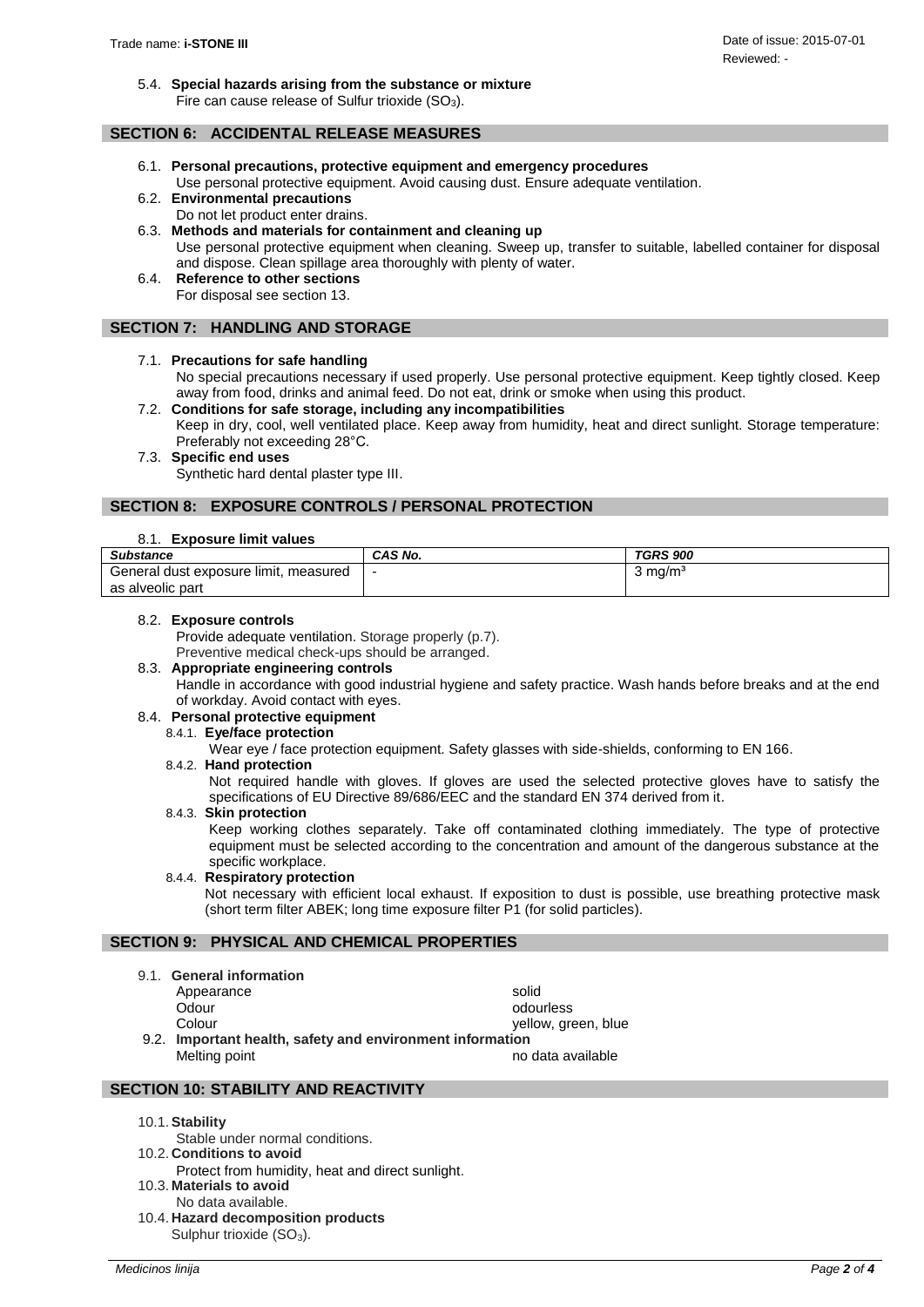5.4. **Special hazards arising from the substance or mixture**
Fire can cause release of Sulfur trioxide ($SO_3$).

## SECTION 6: ACCIDENTAL RELEASE MEASURES

6.1. **Personal precautions, protective equipment and emergency procedures**
Use personal protective equipment. Avoid causing dust. Ensure adequate ventilation.

6.2. **Environmental precautions**
Do not let product enter drains.

6.3. **Methods and materials for containment and cleaning up**
Use personal protective equipment when cleaning. Sweep up, transfer to suitable, labelled container for disposal and dispose. Clean spillage area thoroughly with plenty of water.

6.4. **Reference to other sections**
For disposal see section 13.

## SECTION 7: HANDLING AND STORAGE

7.1. **Precautions for safe handling**
No special precautions necessary if used properly. Use personal protective equipment. Keep tightly closed. Keep away from food, drinks and animal feed. Do not eat, drink or smoke when using this product.

7.2. **Conditions for safe storage, including any incompatibilities**
Keep in dry, cool, well ventilated place. Keep away from humidity, heat and direct sunlight. Storage temperature: Preferably not exceeding 28°C.

7.3. **Specific end uses**
Synthetic hard dental plaster type III.

## SECTION 8: EXPOSURE CONTROLS / PERSONAL PROTECTION

8.1. **Exposure limit values**

| ***Substance*** | ***CAS No.*** | ***TGRS 900*** |
|---|---|---|
| General dust exposure limit, measured as alveolic part | - | 3 mg/m³ |

8.2. **Exposure controls**
Provide adequate ventilation. Storage properly (p.7).
Preventive medical check-ups should be arranged.

8.3. **Appropriate engineering controls**
Handle in accordance with good industrial hygiene and safety practice. Wash hands before breaks and at the end of workday. Avoid contact with eyes.

8.4. **Personal protective equipment**

8.4.1. **Eye/face protection**
Wear eye / face protection equipment. Safety glasses with side-shields, conforming to EN 166.

8.4.2. **Hand protection**
Not required handle with gloves. If gloves are used the selected protective gloves have to satisfy the specifications of EU Directive 89/686/EEC and the standard EN 374 derived from it.

8.4.3. **Skin protection**
Keep working clothes separately. Take off contaminated clothing immediately. The type of protective equipment must be selected according to the concentration and amount of the dangerous substance at the specific workplace.

8.4.4. **Respiratory protection**
Not necessary with efficient local exhaust. If exposition to dust is possible, use breathing protective mask (short term filter ABEK; long time exposure filter P1 (for solid particles).

## SECTION 9: PHYSICAL AND CHEMICAL PROPERTIES

9.1. **General information**

| | |
|---|---|
| Appearance | solid |
| Odour | odourless |
| Colour | yellow, green, blue |

9.2. **Important health, safety and environment information**

| | |
|---|---|
| Melting point | no data available |

## SECTION 10: STABILITY AND REACTIVITY

10.1. **Stability**
Stable under normal conditions.

10.2. **Conditions to avoid**
Protect from humidity, heat and direct sunlight.

10.3. **Materials to avoid**
No data available.

10.4. **Hazard decomposition products**
Sulphur trioxide ($SO_3$).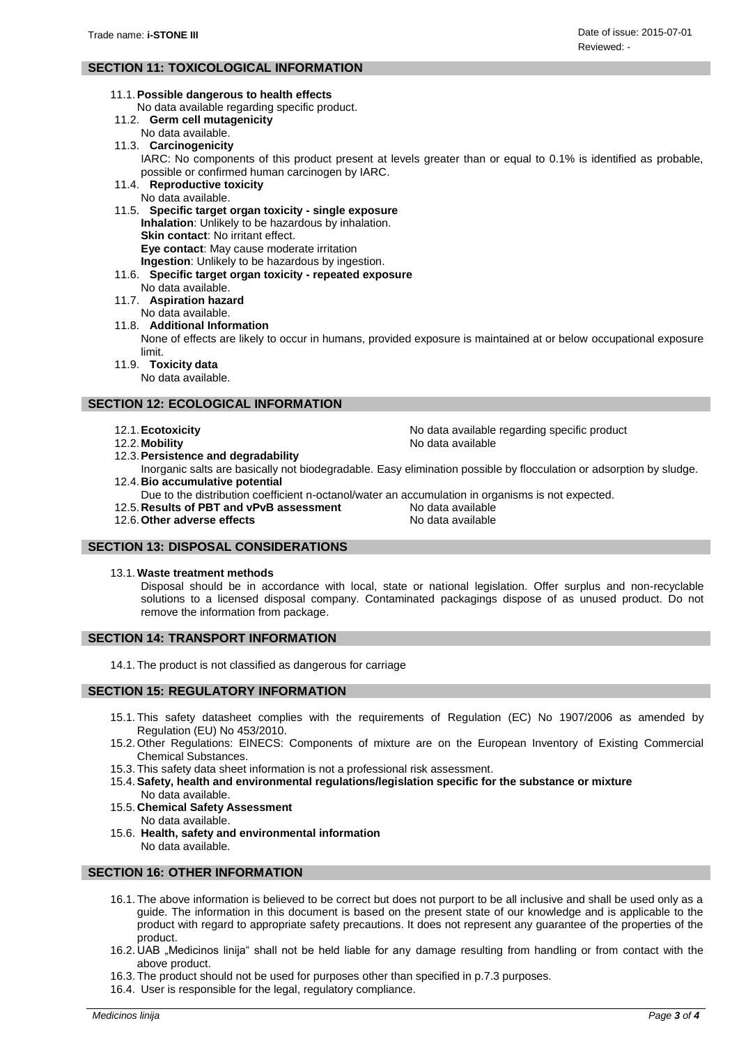## SECTION 11: TOXICOLOGICAL INFORMATION

11.1. **Possible dangerous to health effects**
No data available regarding specific product.

11.2. **Germ cell mutagenicity**
No data available.

11.3. **Carcinogenicity**
IARC: No components of this product present at levels greater than or equal to 0.1% is identified as probable, possible or confirmed human carcinogen by IARC.

11.4. **Reproductive toxicity**
No data available.

11.5. **Specific target organ toxicity - single exposure**
**Inhalation**: Unlikely to be hazardous by inhalation.
**Skin contact**: No irritant effect.
**Eye contact**: May cause moderate irritation
**Ingestion**: Unlikely to be hazardous by ingestion.

11.6. **Specific target organ toxicity - repeated exposure**
No data available.

11.7. **Aspiration hazard**
No data available.

11.8. **Additional Information**
None of effects are likely to occur in humans, provided exposure is maintained at or below occupational exposure limit.

11.9. **Toxicity data**
No data available.

## SECTION 12: ECOLOGICAL INFORMATION

12.1. **Ecotoxicity** — No data available regarding specific product

12.2. **Mobility** — No data available

12.3. **Persistence and degradability**
Inorganic salts are basically not biodegradable. Easy elimination possible by flocculation or adsorption by sludge.

12.4. **Bio accumulative potential**
Due to the distribution coefficient n-octanol/water an accumulation in organisms is not expected.

12.5. **Results of PBT and vPvB assessment** — No data available

12.6. **Other adverse effects** — No data available

## SECTION 13: DISPOSAL CONSIDERATIONS

13.1. **Waste treatment methods**
Disposal should be in accordance with local, state or national legislation. Offer surplus and non-recyclable solutions to a licensed disposal company. Contaminated packagings dispose of as unused product. Do not remove the information from package.

## SECTION 14: TRANSPORT INFORMATION

14.1. The product is not classified as dangerous for carriage

## SECTION 15: REGULATORY INFORMATION

15.1. This safety datasheet complies with the requirements of Regulation (EC) No 1907/2006 as amended by Regulation (EU) No 453/2010.

15.2. Other Regulations: EINECS: Components of mixture are on the European Inventory of Existing Commercial Chemical Substances.

15.3. This safety data sheet information is not a professional risk assessment.

15.4. **Safety, health and environmental regulations/legislation specific for the substance or mixture**
No data available.

15.5. **Chemical Safety Assessment**
No data available.

15.6. **Health, safety and environmental information**
No data available.

## SECTION 16: OTHER INFORMATION

16.1. The above information is believed to be correct but does not purport to be all inclusive and shall be used only as a guide. The information in this document is based on the present state of our knowledge and is applicable to the product with regard to appropriate safety precautions. It does not represent any guarantee of the properties of the product.

16.2. UAB „Medicinos linija" shall not be held liable for any damage resulting from handling or from contact with the above product.

16.3. The product should not be used for purposes other than specified in p.7.3 purposes.

16.4. User is responsible for the legal, regulatory compliance.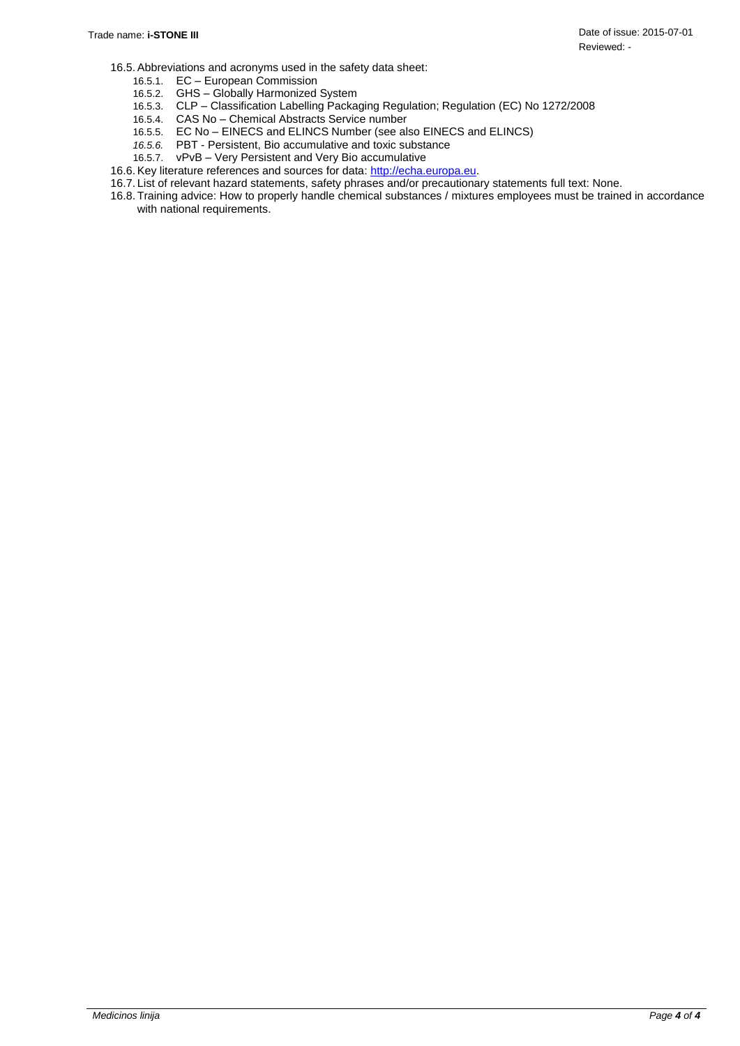16.5. Abbreviations and acronyms used in the safety data sheet:

- 16.5.1. EC – European Commission
- 16.5.2. GHS – Globally Harmonized System
- 16.5.3. CLP – Classification Labelling Packaging Regulation; Regulation (EC) No 1272/2008
- 16.5.4. CAS No – Chemical Abstracts Service number
- 16.5.5. EC No – EINECS and ELINCS Number (see also EINECS and ELINCS)
- *16.5.6.* PBT - Persistent, Bio accumulative and toxic substance
- 16.5.7. vPvB – Very Persistent and Very Bio accumulative

16.6. Key literature references and sources for data: http://echa.europa.eu.

16.7. List of relevant hazard statements, safety phrases and/or precautionary statements full text: None.

16.8. Training advice: How to properly handle chemical substances / mixtures employees must be trained in accordance with national requirements.